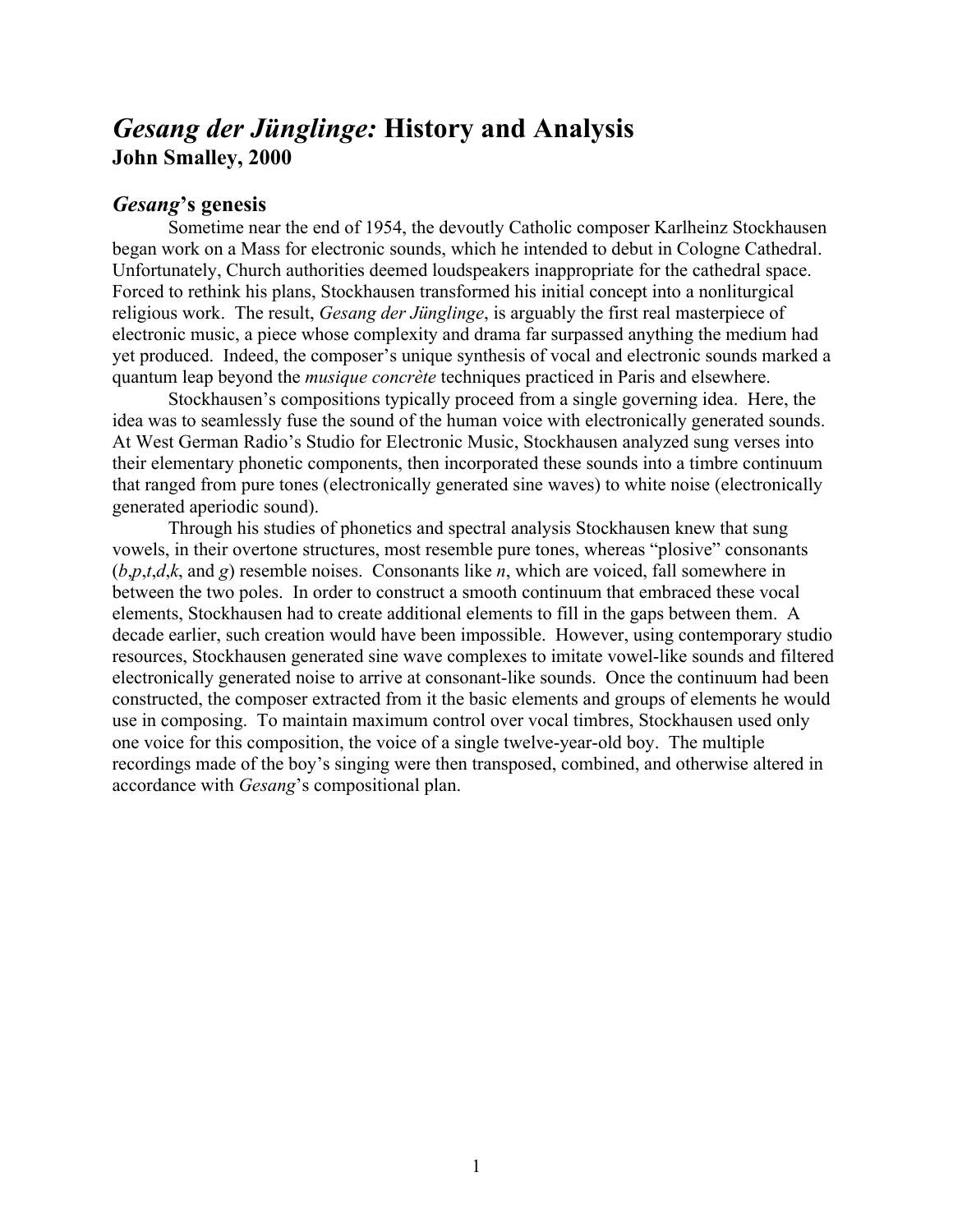# *Gesang der Jünglinge:* History and Analysis

**John Smalley, 2000**

## *Gesang*'s genesis

Sometime near the end of 1954, the devoutly Catholic composer Karlheinz Stockhausen began work on a Mass for electronic sounds, which he intended to debut in Cologne Cathedral. Unfortunately, Church authorities deemed loudspeakers inappropriate for the cathedral space. Forced to rethink his plans, Stockhausen transformed his initial concept into a nonliturgical religious work. The result, *Gesang der Jünglinge*, is arguably the first real masterpiece of electronic music, a piece whose complexity and drama far surpassed anything the medium had yet produced. Indeed, the composer's unique synthesis of vocal and electronic sounds marked a quantum leap beyond the *musique concrète* techniques practiced in Paris and elsewhere.

Stockhausen's compositions typically proceed from a single governing idea. Here, the idea was to seamlessly fuse the sound of the human voice with electronically generated sounds. At West German Radio's Studio for Electronic Music, Stockhausen analyzed sung verses into their elementary phonetic components, then incorporated these sounds into a timbre continuum that ranged from pure tones (electronically generated sine waves) to white noise (electronically generated aperiodic sound).

Through his studies of phonetics and spectral analysis Stockhausen knew that sung vowels, in their overtone structures, most resemble pure tones, whereas "plosive" consonants (*b*,*p*,*t*,*d*,*k*, and *g*) resemble noises. Consonants like *n*, which are voiced, fall somewhere in between the two poles. In order to construct a smooth continuum that embraced these vocal elements, Stockhausen had to create additional elements to fill in the gaps between them. A decade earlier, such creation would have been impossible. However, using contemporary studio resources, Stockhausen generated sine wave complexes to imitate vowel-like sounds and filtered electronically generated noise to arrive at consonant-like sounds. Once the continuum had been constructed, the composer extracted from it the basic elements and groups of elements he would use in composing. To maintain maximum control over vocal timbres, Stockhausen used only one voice for this composition, the voice of a single twelve-year-old boy. The multiple recordings made of the boy's singing were then transposed, combined, and otherwise altered in accordance with *Gesang*'s compositional plan.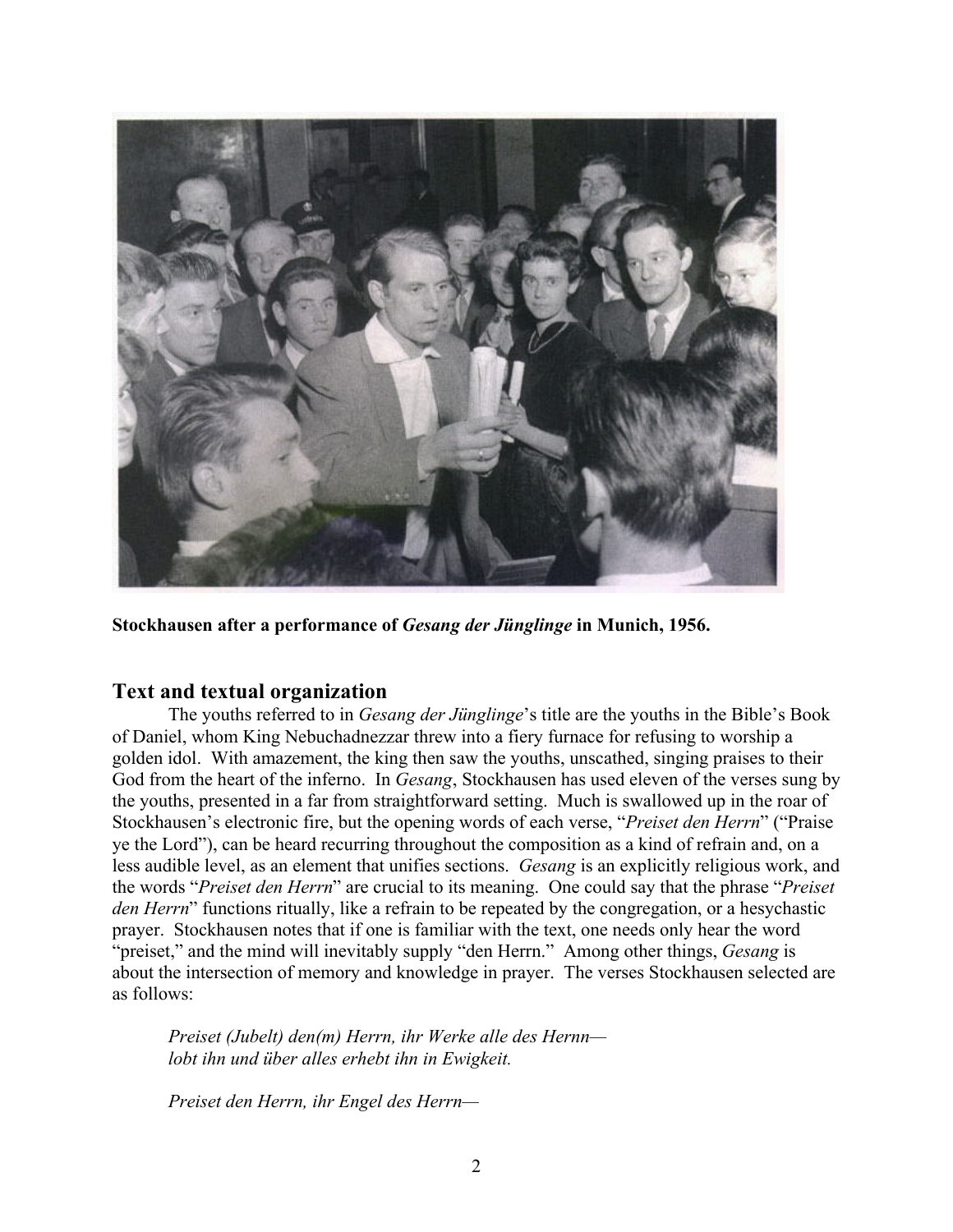**Stockhausen after a performance of *Gesang der Jünglinge* in Munich, 1956.**

## Text and textual organization

The youths referred to in *Gesang der Jünglinge*'s title are the youths in the Bible's Book of Daniel, whom King Nebuchadnezzar threw into a fiery furnace for refusing to worship a golden idol. With amazement, the king then saw the youths, unscathed, singing praises to their God from the heart of the inferno. In *Gesang*, Stockhausen has used eleven of the verses sung by the youths, presented in a far from straightforward setting. Much is swallowed up in the roar of Stockhausen's electronic fire, but the opening words of each verse, "*Preiset den Herrn*" ("Praise ye the Lord"), can be heard recurring throughout the composition as a kind of refrain and, on a less audible level, as an element that unifies sections. *Gesang* is an explicitly religious work, and the words "*Preiset den Herrn*" are crucial to its meaning. One could say that the phrase "*Preiset den Herrn*" functions ritually, like a refrain to be repeated by the congregation, or a hesychastic prayer. Stockhausen notes that if one is familiar with the text, one needs only hear the word "preiset," and the mind will inevitably supply "den Herrn." Among other things, *Gesang* is about the intersection of memory and knowledge in prayer. The verses Stockhausen selected are as follows:

*Preiset (Jubelt) den(m) Herrn, ihr Werke alle des Hernn—*
*lobt ihn und über alles erhebt ihn in Ewigkeit.*

*Preiset den Herrn, ihr Engel des Herrn—*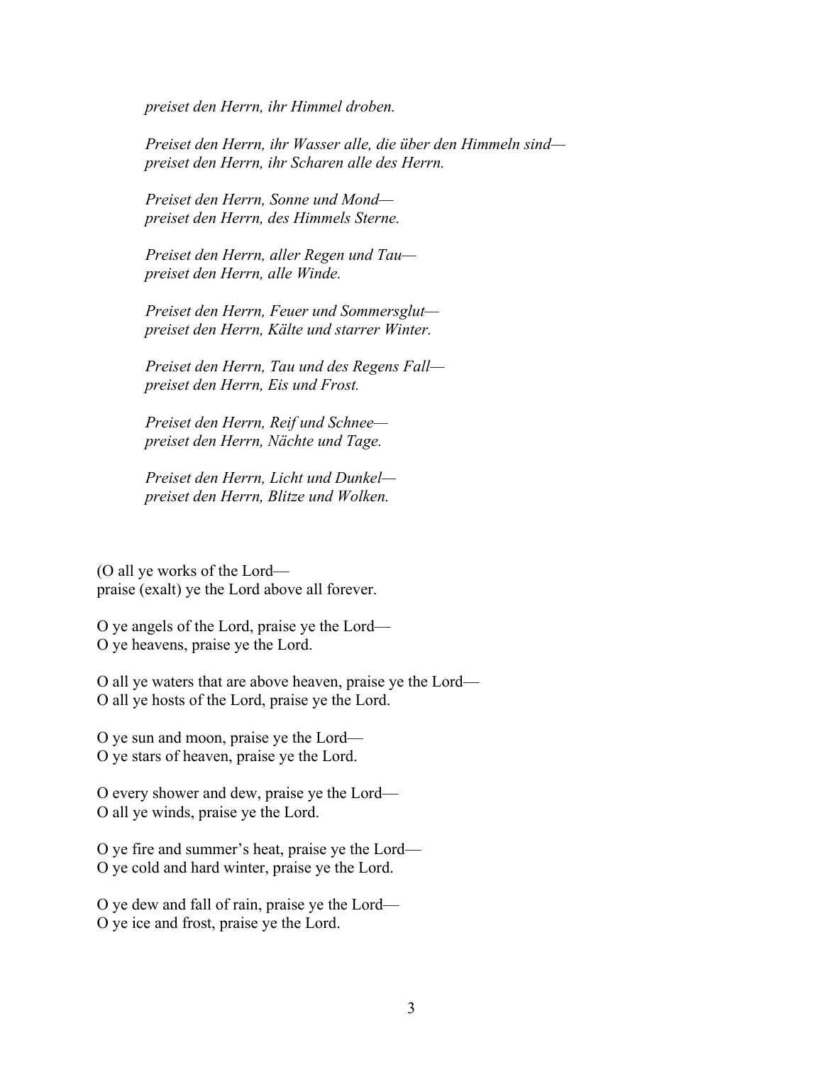*preiset den Herrn, ihr Himmel droben.*

*Preiset den Herrn, ihr Wasser alle, die über den Himmeln sind—*
*preiset den Herrn, ihr Scharen alle des Herrn.*

*Preiset den Herrn, Sonne und Mond—*
*preiset den Herrn, des Himmels Sterne.*

*Preiset den Herrn, aller Regen und Tau—*
*preiset den Herrn, alle Winde.*

*Preiset den Herrn, Feuer und Sommersglut—*
*preiset den Herrn, Kälte und starrer Winter.*

*Preiset den Herrn, Tau und des Regens Fall—*
*preiset den Herrn, Eis und Frost.*

*Preiset den Herrn, Reif und Schnee—*
*preiset den Herrn, Nächte und Tage.*

*Preiset den Herrn, Licht und Dunkel—*
*preiset den Herrn, Blitze und Wolken.*

(O all ye works of the Lord—
praise (exalt) ye the Lord above all forever.

O ye angels of the Lord, praise ye the Lord—
O ye heavens, praise ye the Lord.

O all ye waters that are above heaven, praise ye the Lord—
O all ye hosts of the Lord, praise ye the Lord.

O ye sun and moon, praise ye the Lord—
O ye stars of heaven, praise ye the Lord.

O every shower and dew, praise ye the Lord—
O all ye winds, praise ye the Lord.

O ye fire and summer's heat, praise ye the Lord—
O ye cold and hard winter, praise ye the Lord.

O ye dew and fall of rain, praise ye the Lord—
O ye ice and frost, praise ye the Lord.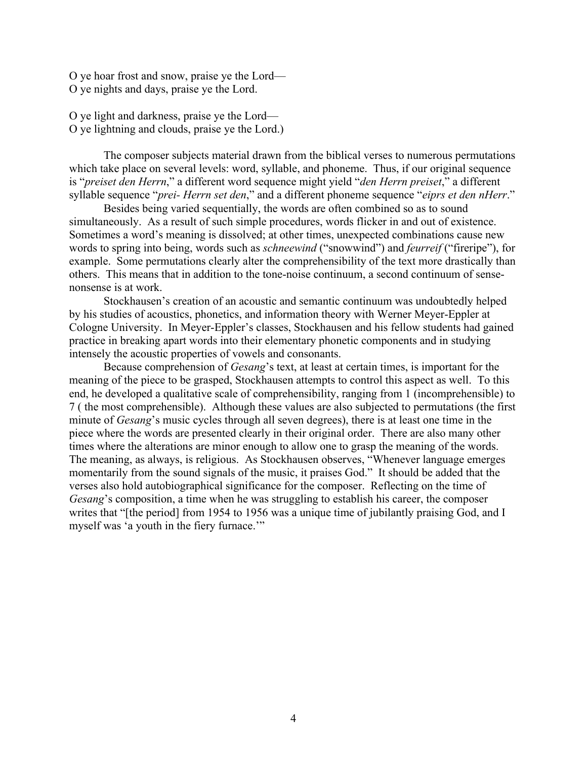O ye hoar frost and snow, praise ye the Lord—
O ye nights and days, praise ye the Lord.

O ye light and darkness, praise ye the Lord—
O ye lightning and clouds, praise ye the Lord.)

The composer subjects material drawn from the biblical verses to numerous permutations which take place on several levels: word, syllable, and phoneme. Thus, if our original sequence is "*preiset den Herrn*," a different word sequence might yield "*den Herrn preiset*," a different syllable sequence "*prei- Herrn set den*," and a different phoneme sequence "*eiprs et den nHerr*."

Besides being varied sequentially, the words are often combined so as to sound simultaneously. As a result of such simple procedures, words flicker in and out of existence. Sometimes a word's meaning is dissolved; at other times, unexpected combinations cause new words to spring into being, words such as *schneewind* ("snowwind") and *feurreif* ("fireripe"), for example. Some permutations clearly alter the comprehensibility of the text more drastically than others. This means that in addition to the tone-noise continuum, a second continuum of sense-nonsense is at work.

Stockhausen's creation of an acoustic and semantic continuum was undoubtedly helped by his studies of acoustics, phonetics, and information theory with Werner Meyer-Eppler at Cologne University. In Meyer-Eppler's classes, Stockhausen and his fellow students had gained practice in breaking apart words into their elementary phonetic components and in studying intensely the acoustic properties of vowels and consonants.

Because comprehension of *Gesang*'s text, at least at certain times, is important for the meaning of the piece to be grasped, Stockhausen attempts to control this aspect as well. To this end, he developed a qualitative scale of comprehensibility, ranging from 1 (incomprehensible) to 7 ( the most comprehensible). Although these values are also subjected to permutations (the first minute of *Gesang*'s music cycles through all seven degrees), there is at least one time in the piece where the words are presented clearly in their original order. There are also many other times where the alterations are minor enough to allow one to grasp the meaning of the words. The meaning, as always, is religious. As Stockhausen observes, "Whenever language emerges momentarily from the sound signals of the music, it praises God." It should be added that the verses also hold autobiographical significance for the composer. Reflecting on the time of *Gesang*'s composition, a time when he was struggling to establish his career, the composer writes that "[the period] from 1954 to 1956 was a unique time of jubilantly praising God, and I myself was 'a youth in the fiery furnace.'"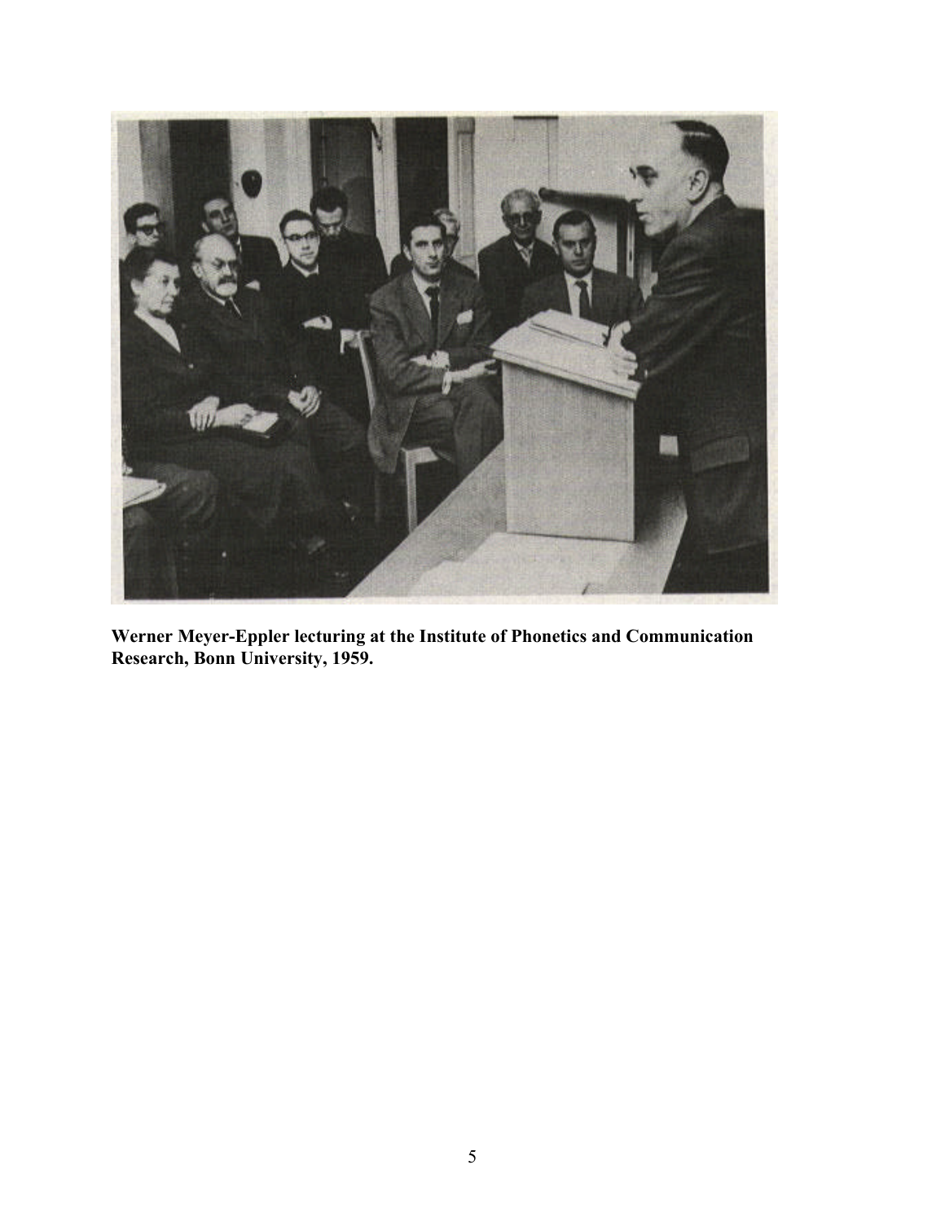**Werner Meyer-Eppler lecturing at the Institute of Phonetics and Communication Research, Bonn University, 1959.**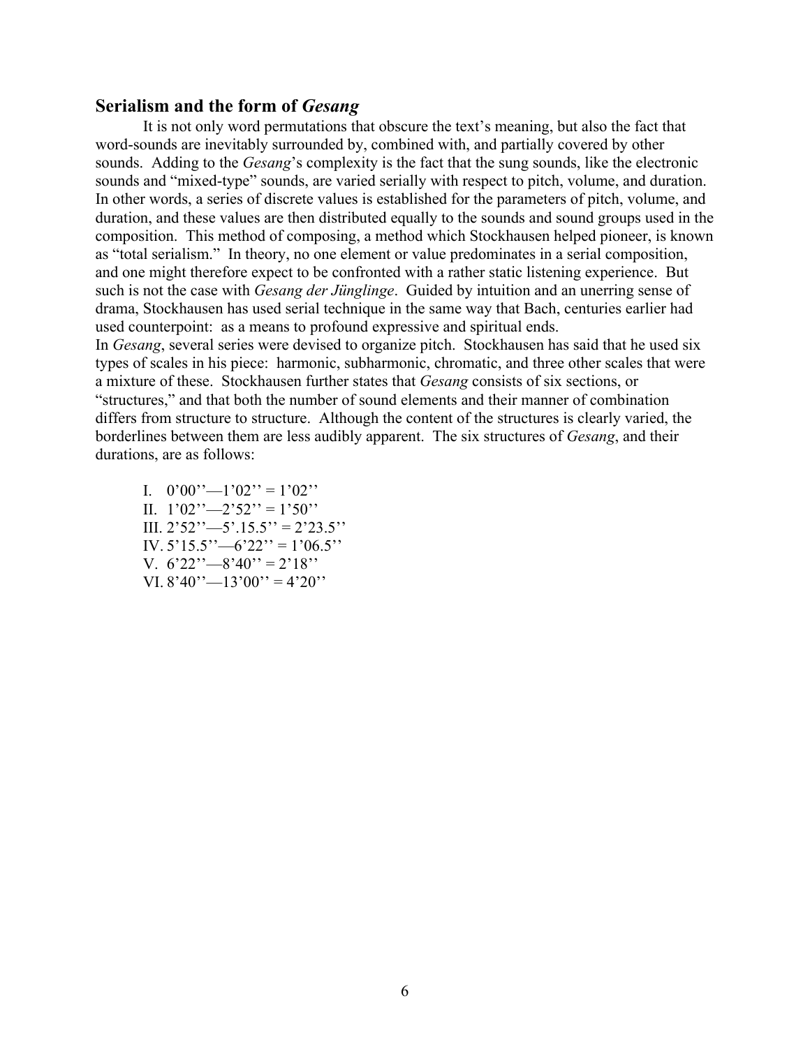## Serialism and the form of *Gesang*

It is not only word permutations that obscure the text's meaning, but also the fact that word-sounds are inevitably surrounded by, combined with, and partially covered by other sounds. Adding to the *Gesang*'s complexity is the fact that the sung sounds, like the electronic sounds and "mixed-type" sounds, are varied serially with respect to pitch, volume, and duration. In other words, a series of discrete values is established for the parameters of pitch, volume, and duration, and these values are then distributed equally to the sounds and sound groups used in the composition. This method of composing, a method which Stockhausen helped pioneer, is known as "total serialism." In theory, no one element or value predominates in a serial composition, and one might therefore expect to be confronted with a rather static listening experience. But such is not the case with *Gesang der Jünglinge*. Guided by intuition and an unerring sense of drama, Stockhausen has used serial technique in the same way that Bach, centuries earlier had used counterpoint: as a means to profound expressive and spiritual ends.

In *Gesang*, several series were devised to organize pitch. Stockhausen has said that he used six types of scales in his piece: harmonic, subharmonic, chromatic, and three other scales that were a mixture of these. Stockhausen further states that *Gesang* consists of six sections, or "structures," and that both the number of sound elements and their manner of combination differs from structure to structure. Although the content of the structures is clearly varied, the borderlines between them are less audibly apparent. The six structures of *Gesang*, and their durations, are as follows:

I. 0'00''—1'02'' = 1'02''
II. 1'02''—2'52'' = 1'50''
III. 2'52''—5'.15.5'' = 2'23.5''
IV. 5'15.5''—6'22'' = 1'06.5''
V. 6'22''—8'40'' = 2'18''
VI. 8'40''—13'00'' = 4'20''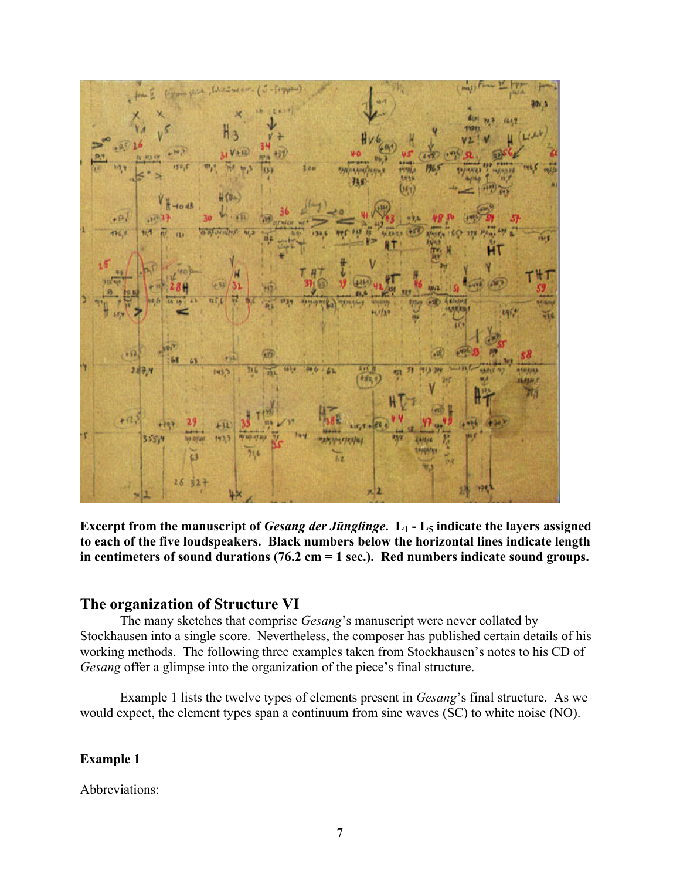**Excerpt from the manuscript of *Gesang der Jünglinge*. $L_1$ - $L_5$ indicate the layers assigned to each of the five loudspeakers. Black numbers below the horizontal lines indicate length in centimeters of sound durations (76.2 cm = 1 sec.). Red numbers indicate sound groups.**

## The organization of Structure VI

The many sketches that comprise *Gesang*'s manuscript were never collated by Stockhausen into a single score. Nevertheless, the composer has published certain details of his working methods. The following three examples taken from Stockhausen's notes to his CD of *Gesang* offer a glimpse into the organization of the piece's final structure.

Example 1 lists the twelve types of elements present in *Gesang*'s final structure. As we would expect, the element types span a continuum from sine waves (SC) to white noise (NO).

**Example 1**

Abbreviations: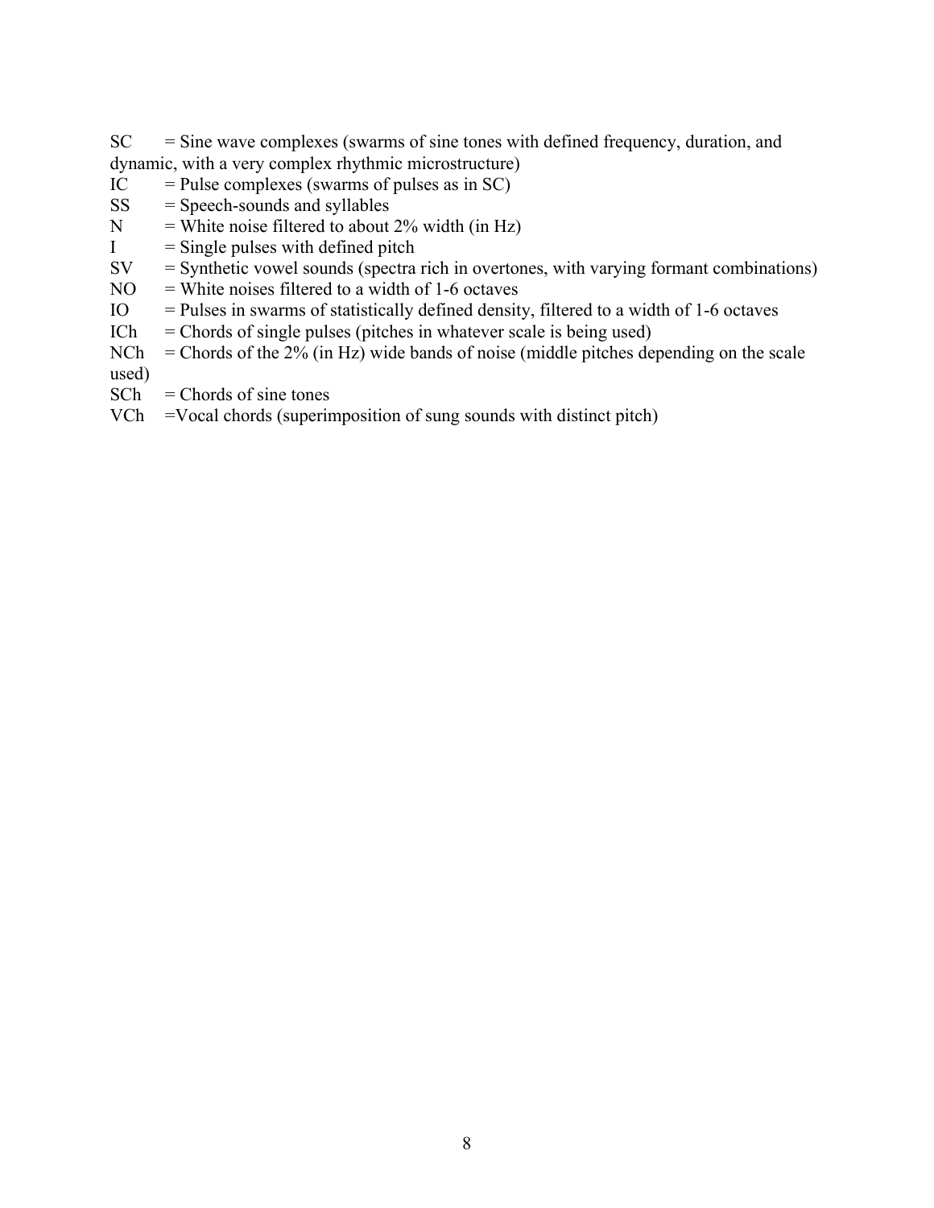SC = Sine wave complexes (swarms of sine tones with defined frequency, duration, and dynamic, with a very complex rhythmic microstructure)
IC = Pulse complexes (swarms of pulses as in SC)
SS = Speech-sounds and syllables
N = White noise filtered to about 2% width (in Hz)
I = Single pulses with defined pitch
SV = Synthetic vowel sounds (spectra rich in overtones, with varying formant combinations)
NO = White noises filtered to a width of 1-6 octaves
IO = Pulses in swarms of statistically defined density, filtered to a width of 1-6 octaves
ICh = Chords of single pulses (pitches in whatever scale is being used)
NCh = Chords of the 2% (in Hz) wide bands of noise (middle pitches depending on the scale used)
SCh = Chords of sine tones
VCh =Vocal chords (superimposition of sung sounds with distinct pitch)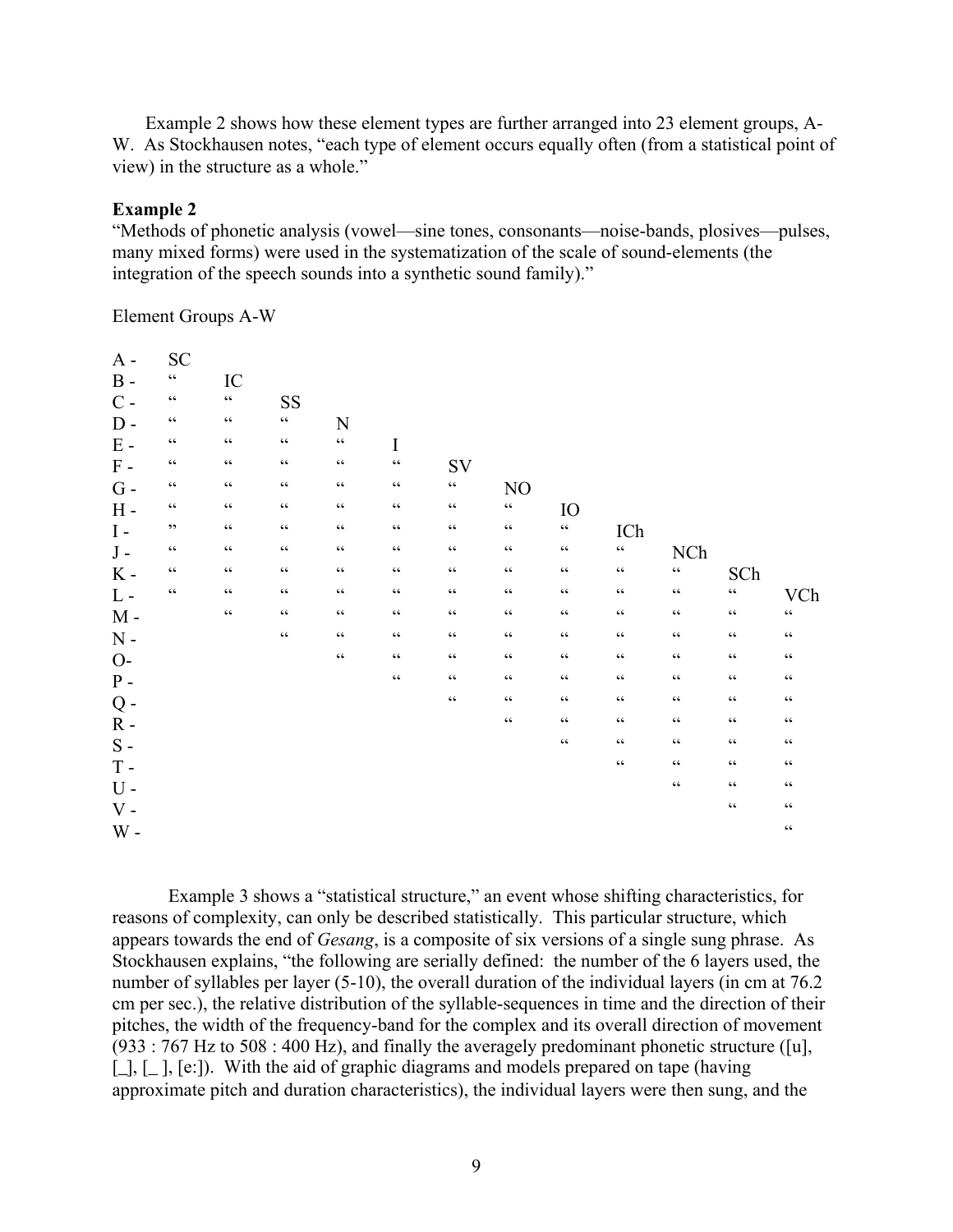Example 2 shows how these element types are further arranged into 23 element groups, A-W. As Stockhausen notes, "each type of element occurs equally often (from a statistical point of view) in the structure as a whole."

**Example 2**

"Methods of phonetic analysis (vowel—sine tones, consonants—noise-bands, plosives—pulses, many mixed forms) were used in the systematization of the scale of sound-elements (the integration of the speech sounds into a synthetic sound family)."

Element Groups A-W

| | | | | | | | | | | | | |
|---|---|---|---|---|---|---|---|---|---|---|---|---|
| A - | SC | | | | | | | | | | | |
| B - | “ | IC | | | | | | | | | | |
| C - | “ | “ | SS | | | | | | | | | |
| D - | “ | “ | “ | N | | | | | | | | |
| E - | “ | “ | “ | “ | I | | | | | | | |
| F - | “ | “ | “ | “ | “ | SV | | | | | | |
| G - | “ | “ | “ | “ | “ | “ | NO | | | | | |
| H - | “ | “ | “ | “ | “ | “ | “ | IO | | | | |
| I - | ” | “ | “ | “ | “ | “ | “ | “ | ICh | | | |
| J - | “ | “ | “ | “ | “ | “ | “ | “ | “ | NCh | | |
| K - | “ | “ | “ | “ | “ | “ | “ | “ | “ | “ | SCh | |
| L - | “ | “ | “ | “ | “ | “ | “ | “ | “ | “ | “ | VCh |
| M - | | “ | “ | “ | “ | “ | “ | “ | “ | “ | “ | “ |
| N - | | | “ | “ | “ | “ | “ | “ | “ | “ | “ | “ |
| O- | | | | “ | “ | “ | “ | “ | “ | “ | “ | “ |
| P - | | | | | “ | “ | “ | “ | “ | “ | “ | “ |
| Q - | | | | | | “ | “ | “ | “ | “ | “ | “ |
| R - | | | | | | | “ | “ | “ | “ | “ | “ |
| S - | | | | | | | | “ | “ | “ | “ | “ |
| T - | | | | | | | | | “ | “ | “ | “ |
| U - | | | | | | | | | | “ | “ | “ |
| V - | | | | | | | | | | | “ | “ |
| W - | | | | | | | | | | | | “ |

Example 3 shows a "statistical structure," an event whose shifting characteristics, for reasons of complexity, can only be described statistically. This particular structure, which appears towards the end of *Gesang*, is a composite of six versions of a single sung phrase. As Stockhausen explains, "the following are serially defined: the number of the 6 layers used, the number of syllables per layer (5-10), the overall duration of the individual layers (in cm at 76.2 cm per sec.), the relative distribution of the syllable-sequences in time and the direction of their pitches, the width of the frequency-band for the complex and its overall direction of movement (933 : 767 Hz to 508 : 400 Hz), and finally the averagely predominant phonetic structure ([u], [_], [_ ], [e:]). With the aid of graphic diagrams and models prepared on tape (having approximate pitch and duration characteristics), the individual layers were then sung, and the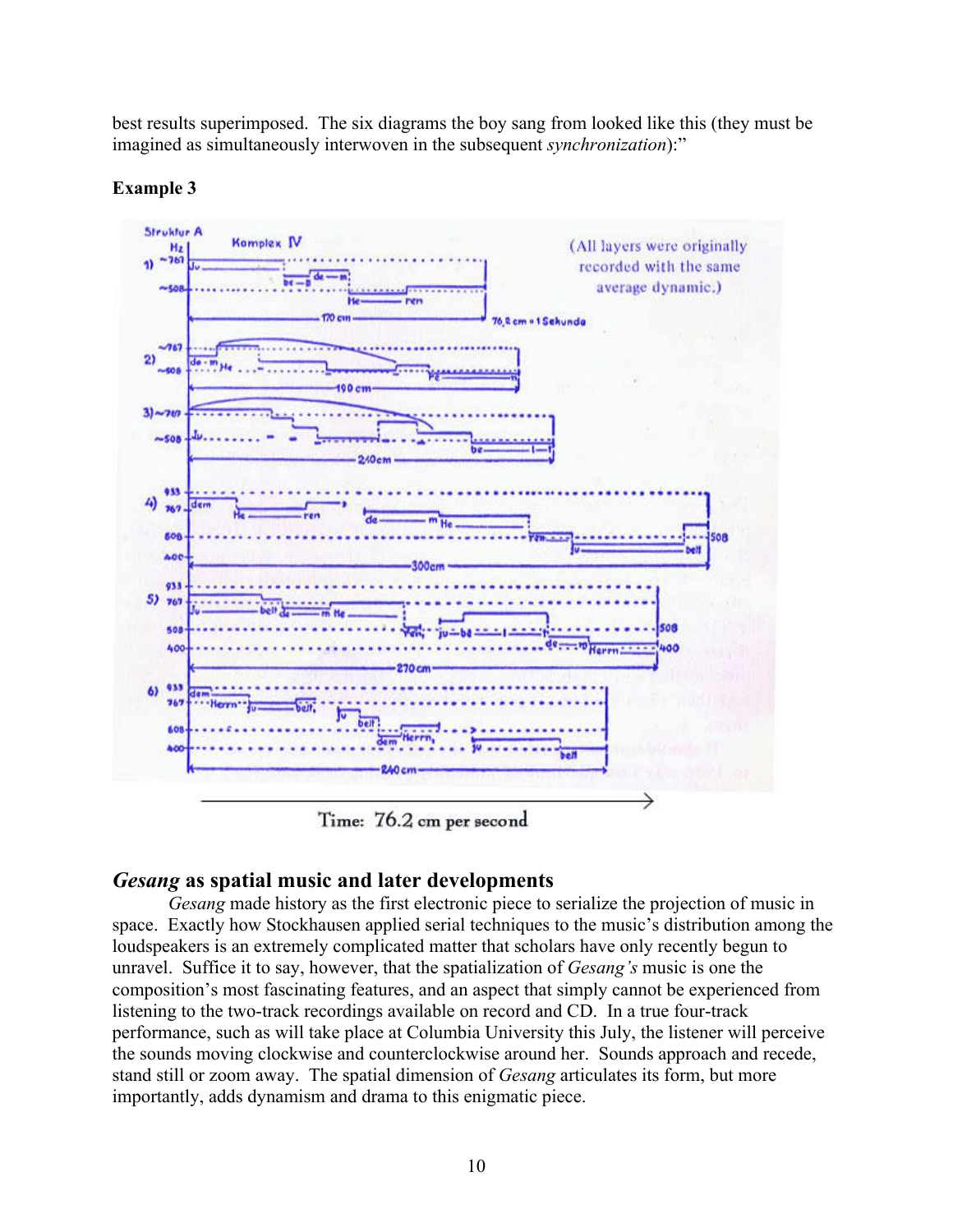best results superimposed. The six diagrams the boy sang from looked like this (they must be imagined as simultaneously interwoven in the subsequent *synchronization*):"

**Example 3**

Time: 76.2 cm per second

## *Gesang* as spatial music and later developments

*Gesang* made history as the first electronic piece to serialize the projection of music in space. Exactly how Stockhausen applied serial techniques to the music's distribution among the loudspeakers is an extremely complicated matter that scholars have only recently begun to unravel. Suffice it to say, however, that the spatialization of *Gesang's* music is one the composition's most fascinating features, and an aspect that simply cannot be experienced from listening to the two-track recordings available on record and CD. In a true four-track performance, such as will take place at Columbia University this July, the listener will perceive the sounds moving clockwise and counterclockwise around her. Sounds approach and recede, stand still or zoom away. The spatial dimension of *Gesang* articulates its form, but more importantly, adds dynamism and drama to this enigmatic piece.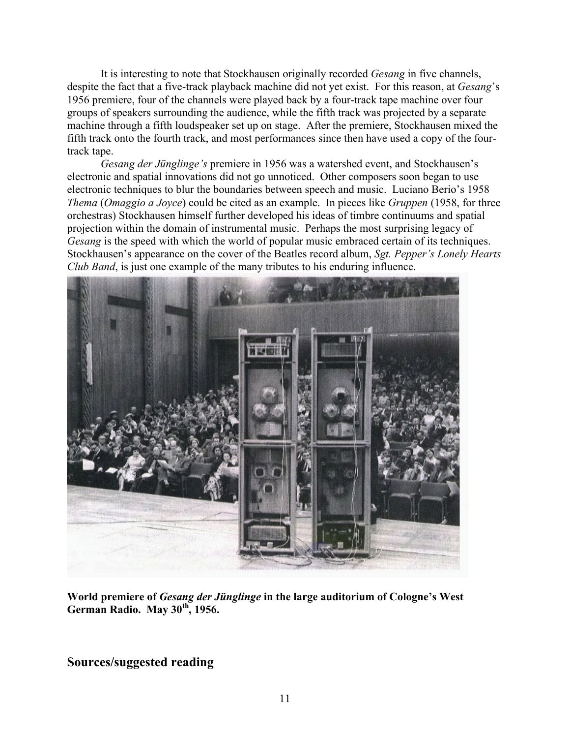It is interesting to note that Stockhausen originally recorded *Gesang* in five channels, despite the fact that a five-track playback machine did not yet exist. For this reason, at *Gesang*'s 1956 premiere, four of the channels were played back by a four-track tape machine over four groups of speakers surrounding the audience, while the fifth track was projected by a separate machine through a fifth loudspeaker set up on stage. After the premiere, Stockhausen mixed the fifth track onto the fourth track, and most performances since then have used a copy of the four-track tape.

*Gesang der Jünglinge's* premiere in 1956 was a watershed event, and Stockhausen's electronic and spatial innovations did not go unnoticed. Other composers soon began to use electronic techniques to blur the boundaries between speech and music. Luciano Berio's 1958 *Thema* (*Omaggio a Joyce*) could be cited as an example. In pieces like *Gruppen* (1958, for three orchestras) Stockhausen himself further developed his ideas of timbre continuums and spatial projection within the domain of instrumental music. Perhaps the most surprising legacy of *Gesang* is the speed with which the world of popular music embraced certain of its techniques. Stockhausen's appearance on the cover of the Beatles record album, *Sgt. Pepper's Lonely Hearts Club Band*, is just one example of the many tributes to his enduring influence.

**World premiere of *Gesang der Jünglinge* in the large auditorium of Cologne's West German Radio. May 30th, 1956.**

## Sources/suggested reading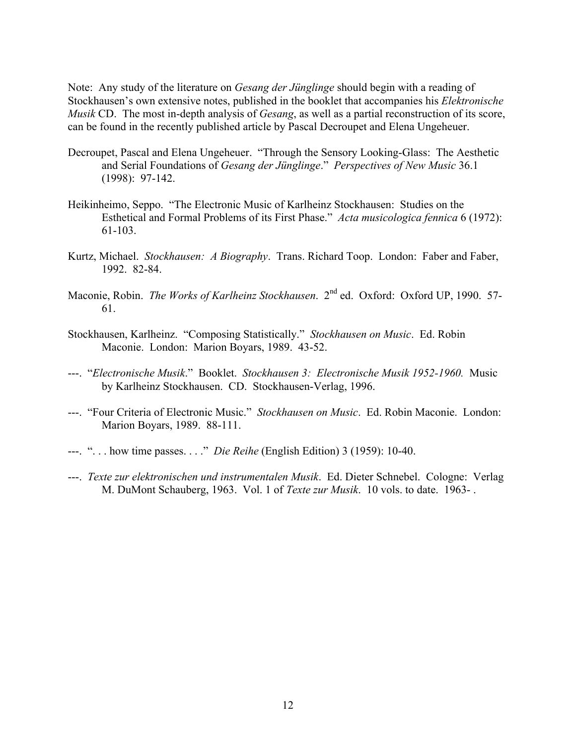Note: Any study of the literature on *Gesang der Jünglinge* should begin with a reading of Stockhausen's own extensive notes, published in the booklet that accompanies his *Elektronische Musik* CD. The most in-depth analysis of *Gesang*, as well as a partial reconstruction of its score, can be found in the recently published article by Pascal Decroupet and Elena Ungeheuer.

Decroupet, Pascal and Elena Ungeheuer. "Through the Sensory Looking-Glass: The Aesthetic and Serial Foundations of *Gesang der Jünglinge*." *Perspectives of New Music* 36.1 (1998): 97-142.

Heikinheimo, Seppo. "The Electronic Music of Karlheinz Stockhausen: Studies on the Esthetical and Formal Problems of its First Phase." *Acta musicologica fennica* 6 (1972): 61-103.

Kurtz, Michael. *Stockhausen: A Biography*. Trans. Richard Toop. London: Faber and Faber, 1992. 82-84.

Maconie, Robin. *The Works of Karlheinz Stockhausen*. 2nd ed. Oxford: Oxford UP, 1990. 57-61.

Stockhausen, Karlheinz. "Composing Statistically." *Stockhausen on Music*. Ed. Robin Maconie. London: Marion Boyars, 1989. 43-52.

---. "*Electronische Musik*." Booklet. *Stockhausen 3: Electronische Musik 1952-1960.* Music by Karlheinz Stockhausen. CD. Stockhausen-Verlag, 1996.

---. "Four Criteria of Electronic Music." *Stockhausen on Music*. Ed. Robin Maconie. London: Marion Boyars, 1989. 88-111.

---. ". . . how time passes. . . ." *Die Reihe* (English Edition) 3 (1959): 10-40.

---. *Texte zur elektronischen und instrumentalen Musik*. Ed. Dieter Schnebel. Cologne: Verlag M. DuMont Schauberg, 1963. Vol. 1 of *Texte zur Musik*. 10 vols. to date. 1963- .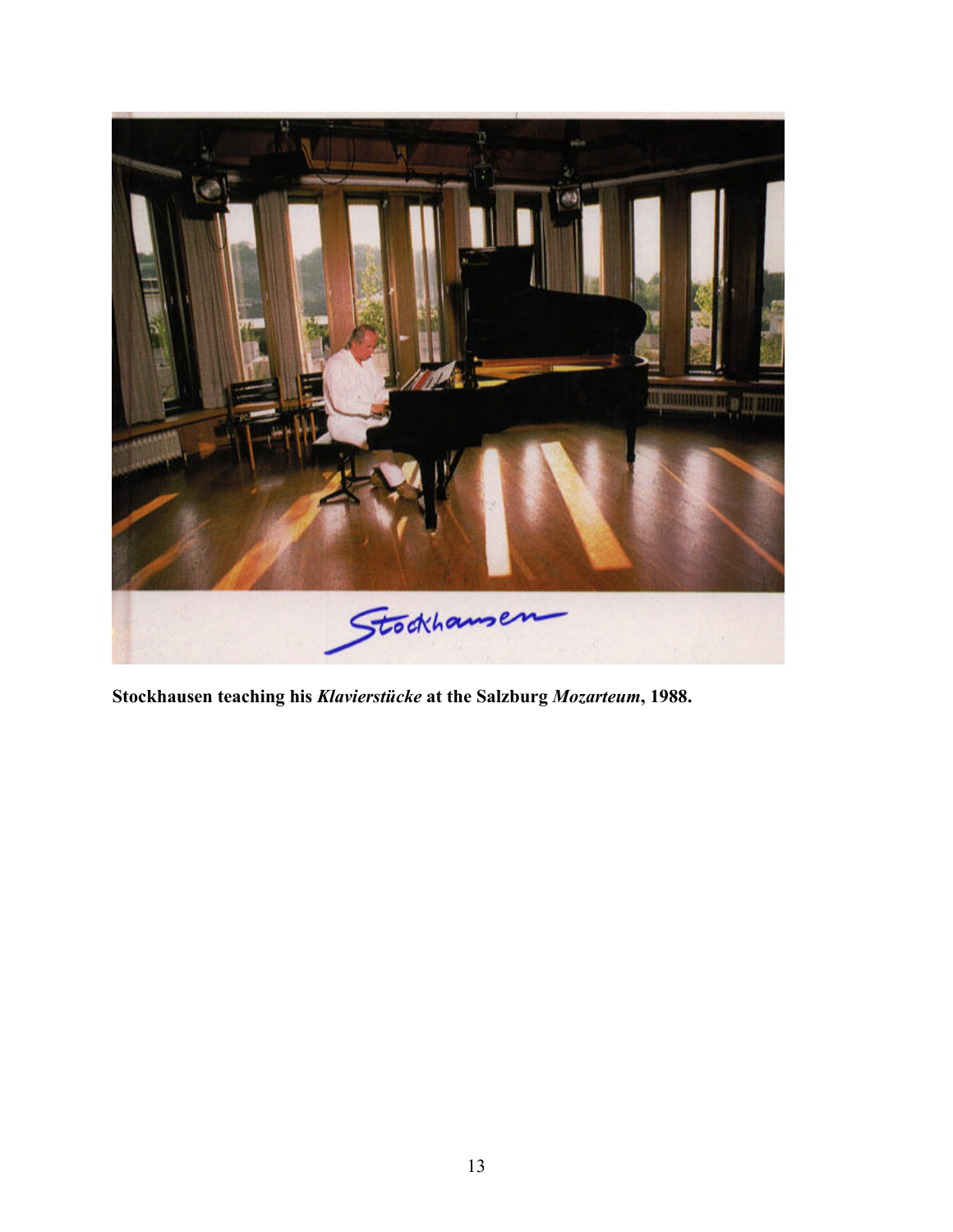**Stockhausen teaching his *Klavierstücke* at the Salzburg *Mozarteum*, 1988.**